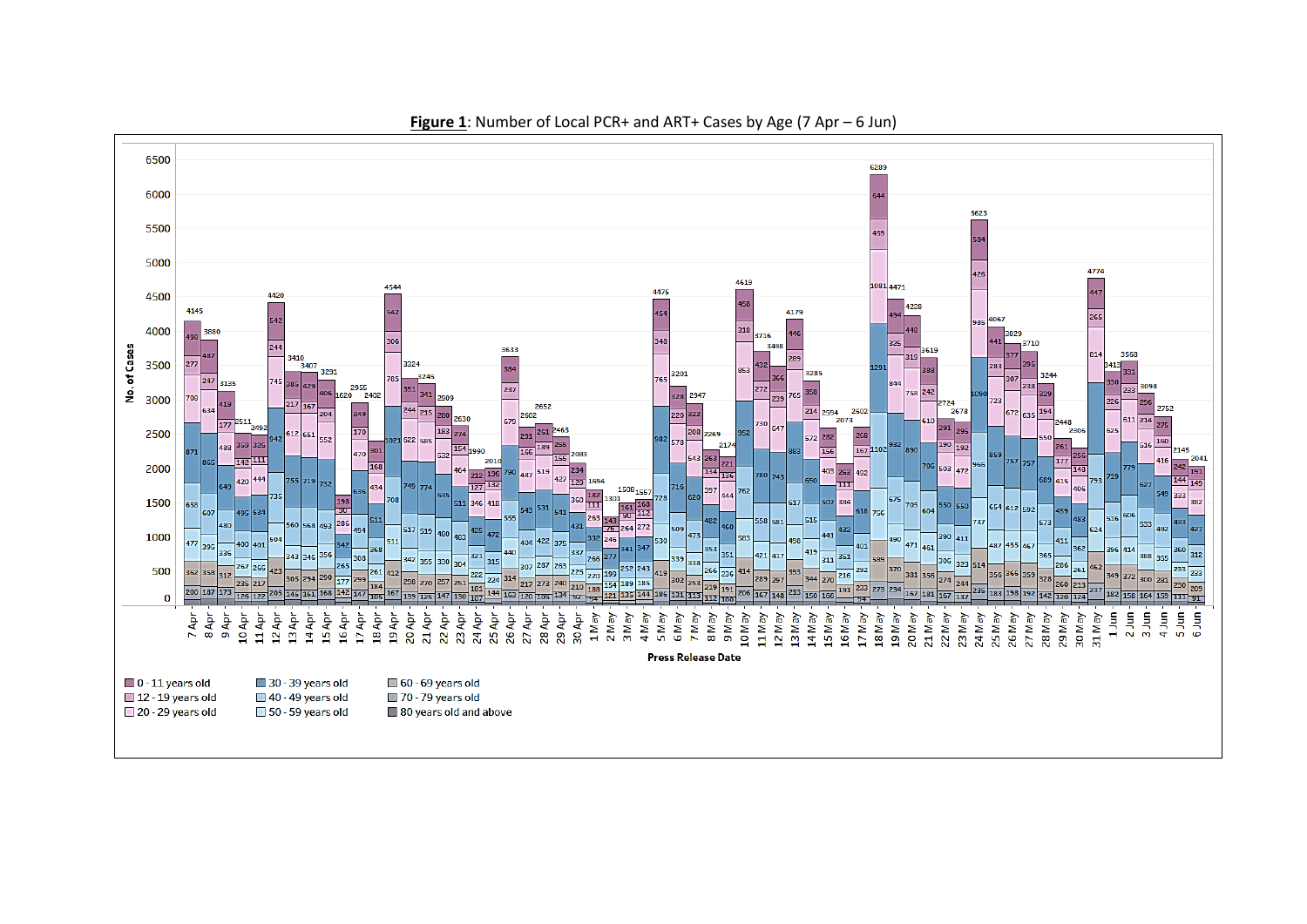**Figure 1**: Number of Local PCR+ and ART+ Cases by Age (7 Apr – 6 Jun)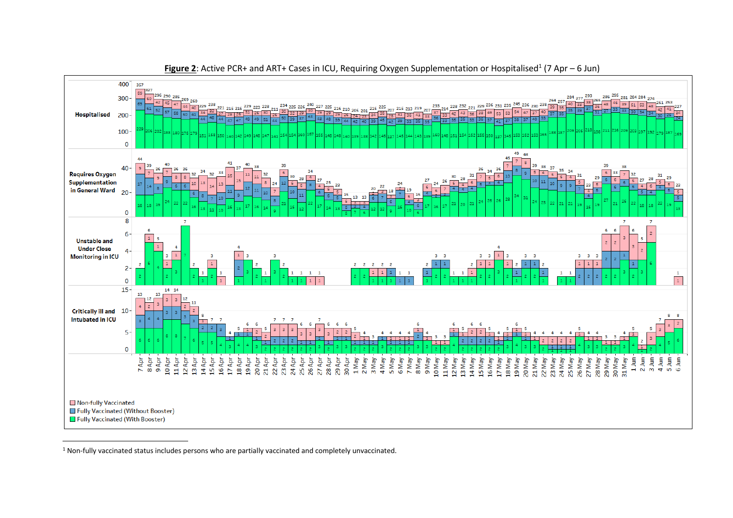**Figure 2**: Active PCR+ and ART+ Cases in ICU, Requiring Oxygen Supplementation or Hospitalised[1] (7 Apr – 6 Jun)

[1] Non-fully vaccinated status includes persons who are partially vaccinated and completely unvaccinated.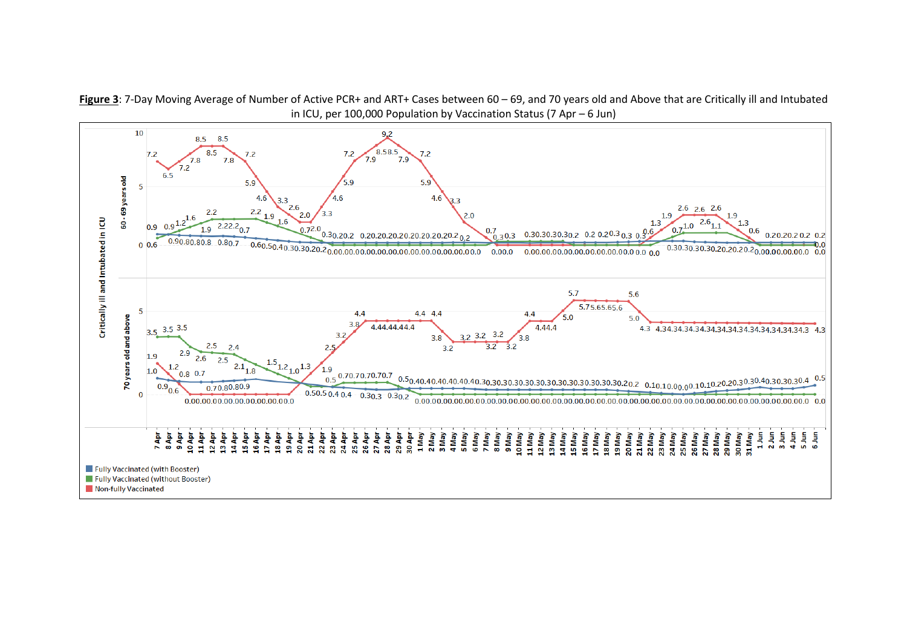**Figure 3**: 7-Day Moving Average of Number of Active PCR+ and ART+ Cases between 60 – 69, and 70 years old and Above that are Critically ill and Intubated in ICU, per 100,000 Population by Vaccination Status (7 Apr – 6 Jun)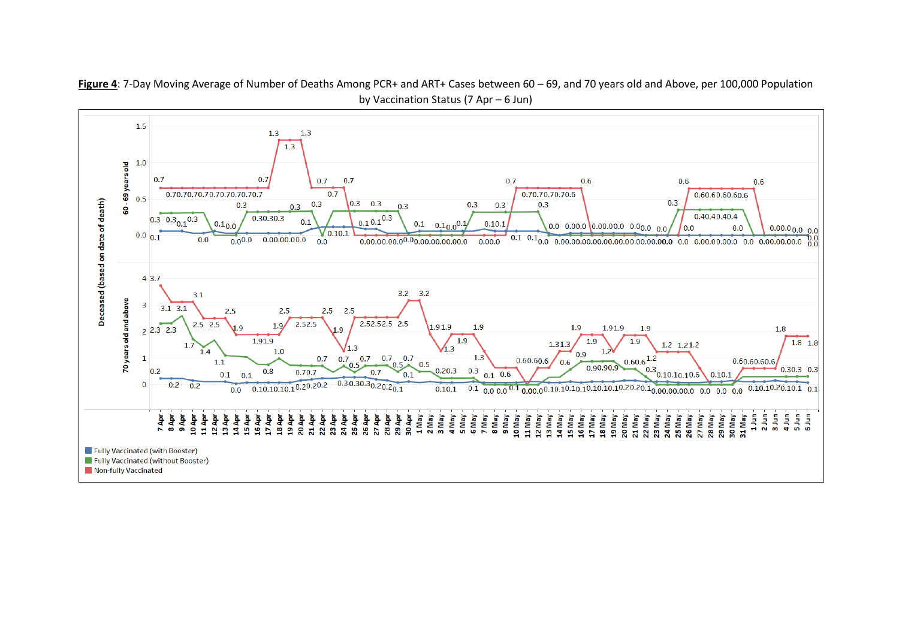**Figure 4**: 7-Day Moving Average of Number of Deaths Among PCR+ and ART+ Cases between 60 – 69, and 70 years old and Above, per 100,000 Population by Vaccination Status (7 Apr – 6 Jun)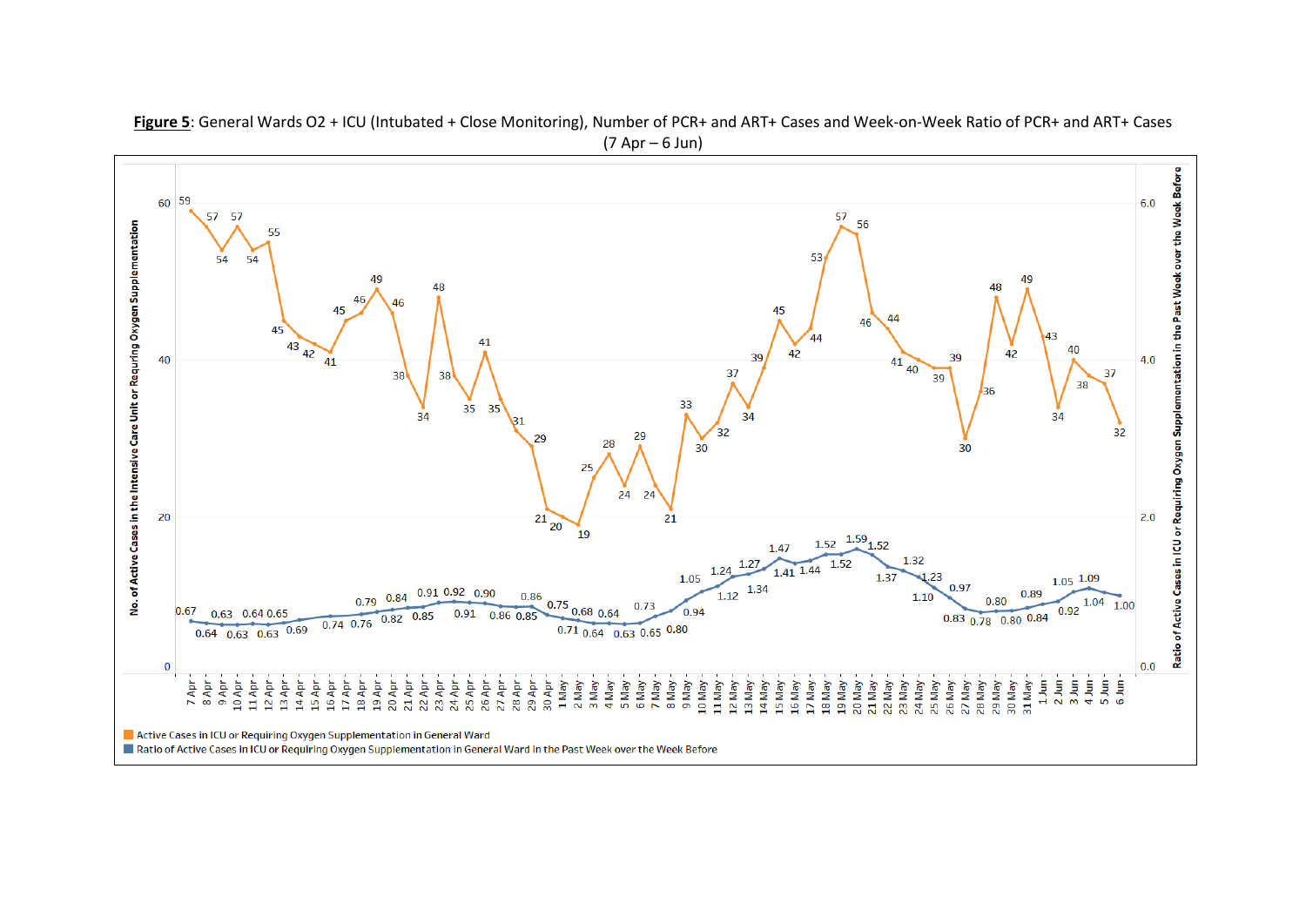**Figure 5**: General Wards O2 + ICU (Intubated + Close Monitoring), Number of PCR+ and ART+ Cases and Week-on-Week Ratio of PCR+ and ART+ Cases (7 Apr – 6 Jun)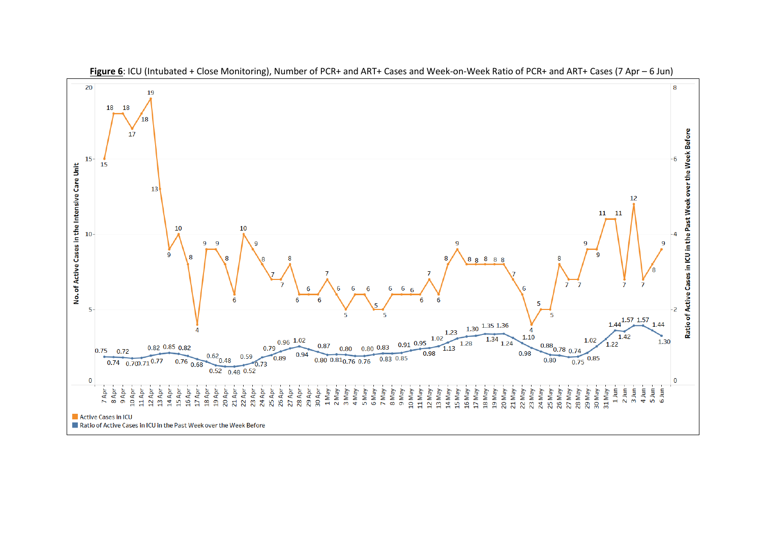**Figure 6**: ICU (Intubated + Close Monitoring), Number of PCR+ and ART+ Cases and Week-on-Week Ratio of PCR+ and ART+ Cases (7 Apr – 6 Jun)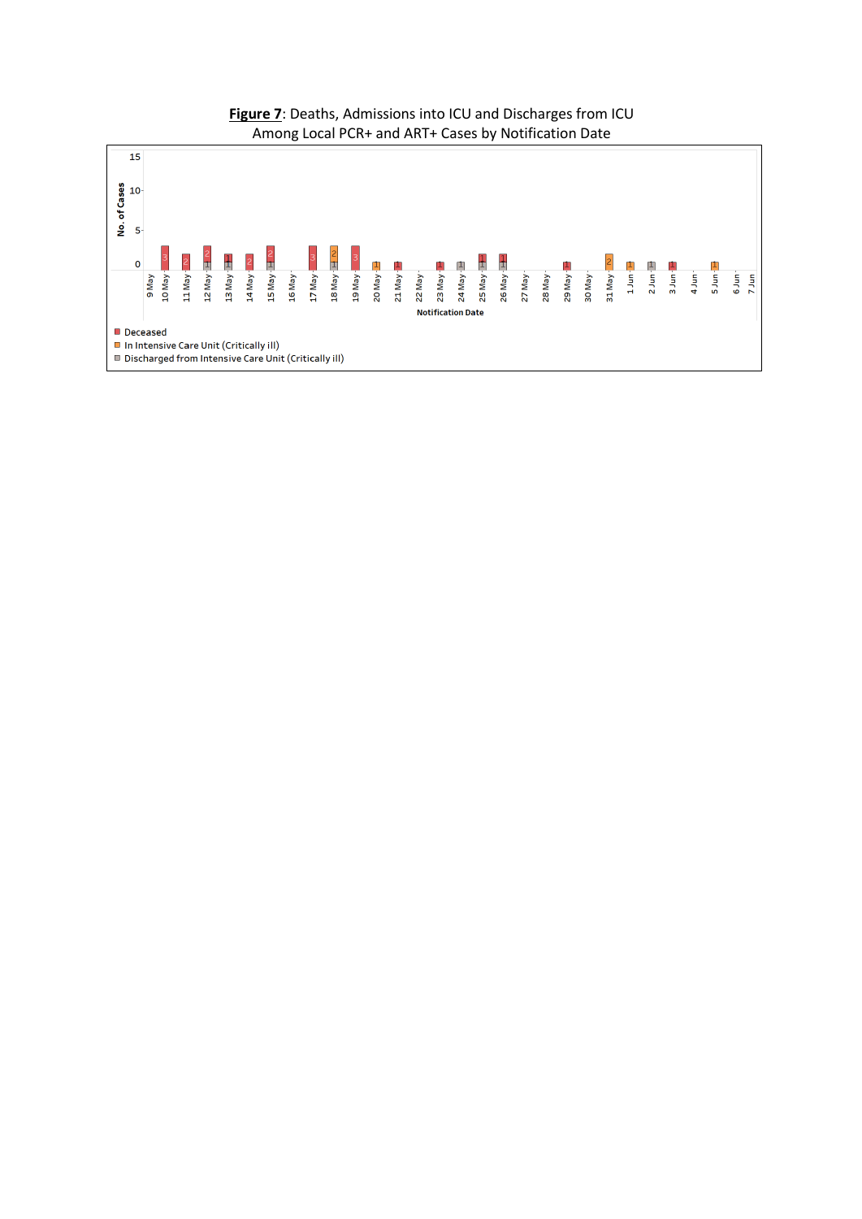**Figure 7**: Deaths, Admissions into ICU and Discharges from ICU
Among Local PCR+ and ART+ Cases by Notification Date

No. of Cases

15
10
5
0

9 May
10 May
11 May
12 May
13 May
14 May
15 May
16 May
17 May
18 May
19 May
20 May
21 May
22 May
23 May
24 May
25 May
26 May
27 May
28 May
29 May
30 May
31 May
1 Jun
2 Jun
3 Jun
4 Jun
5 Jun
6 Jun
7 Jun

Notification Date

3 2 2 1 1 1 2 2 1 3 2 1 3 1 1 1 1 1 1 1 1 1 1 2 1 1 1 1

Deceased
In Intensive Care Unit (Critically ill)
Discharged from Intensive Care Unit (Critically ill)